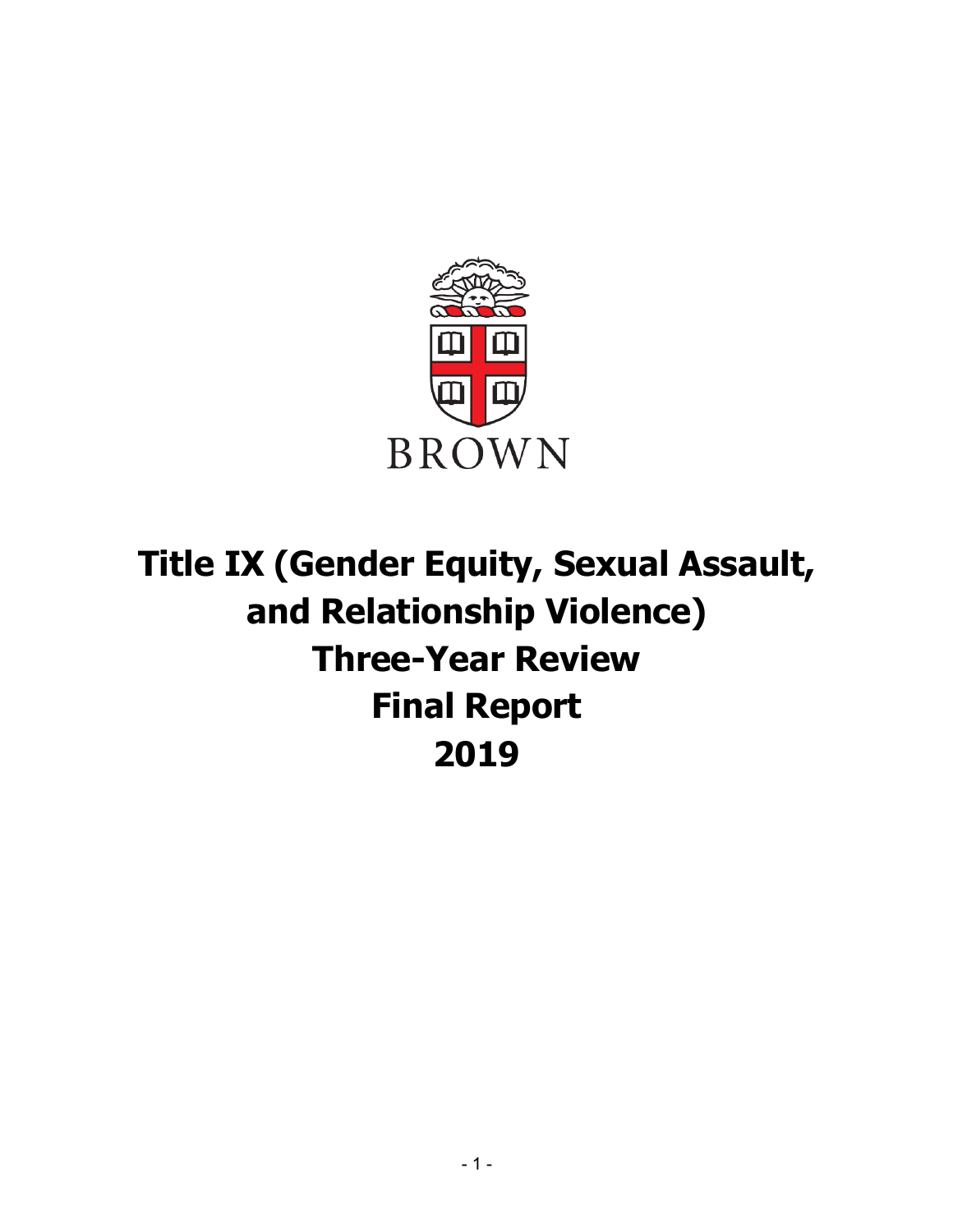BROWN

# Title IX (Gender Equity, Sexual Assault, and Relationship Violence) Three-Year Review Final Report 2019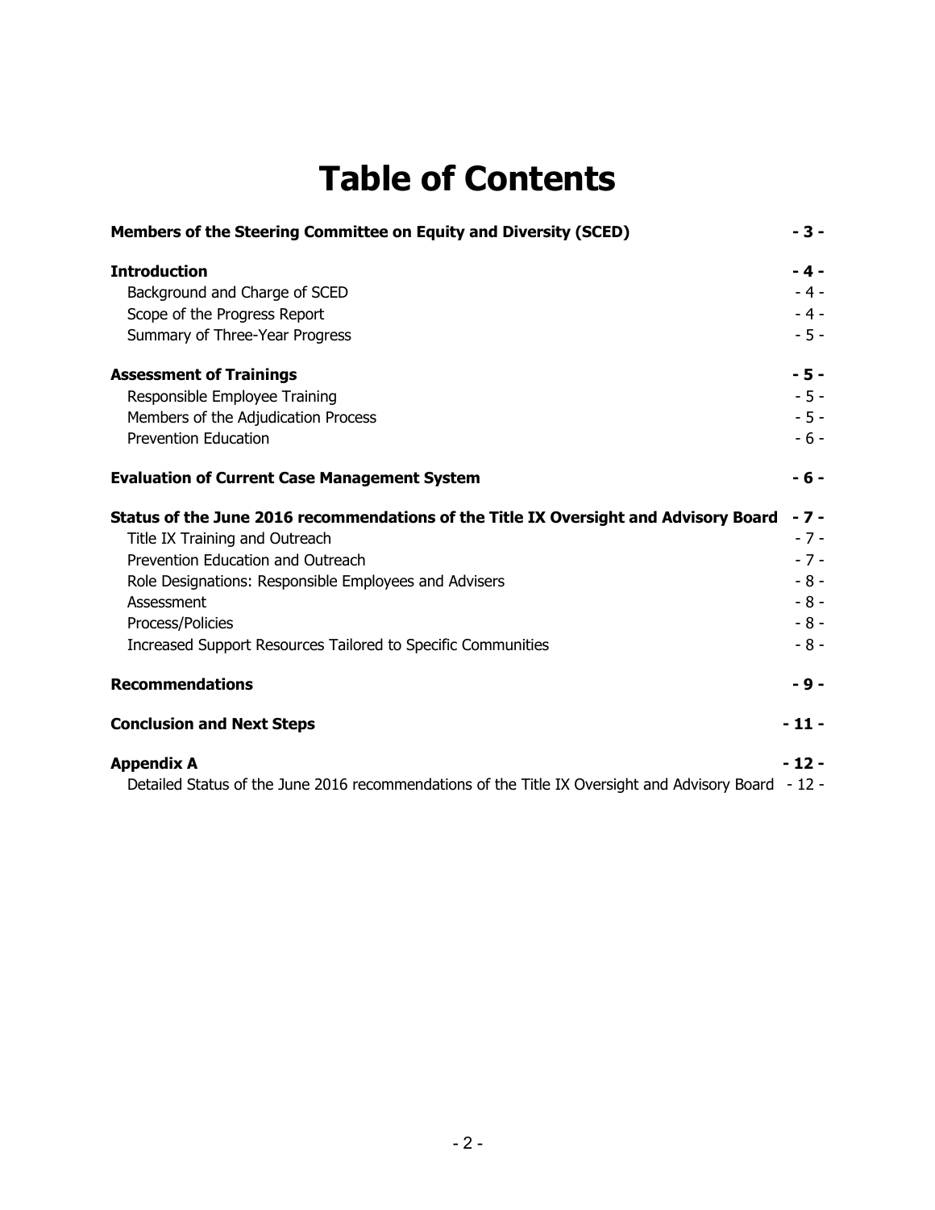# Table of Contents

| | |
|---|---|
| **Members of the Steering Committee on Equity and Diversity (SCED)** | **- 3 -** |
| **Introduction** | **- 4 -** |
| Background and Charge of SCED | - 4 - |
| Scope of the Progress Report | - 4 - |
| Summary of Three-Year Progress | - 5 - |
| **Assessment of Trainings** | **- 5 -** |
| Responsible Employee Training | - 5 - |
| Members of the Adjudication Process | - 5 - |
| Prevention Education | - 6 - |
| **Evaluation of Current Case Management System** | **- 6 -** |
| **Status of the June 2016 recommendations of the Title IX Oversight and Advisory Board** | **- 7 -** |
| Title IX Training and Outreach | - 7 - |
| Prevention Education and Outreach | - 7 - |
| Role Designations: Responsible Employees and Advisers | - 8 - |
| Assessment | - 8 - |
| Process/Policies | - 8 - |
| Increased Support Resources Tailored to Specific Communities | - 8 - |
| **Recommendations** | **- 9 -** |
| **Conclusion and Next Steps** | **- 11 -** |
| **Appendix A** | **- 12 -** |
| Detailed Status of the June 2016 recommendations of the Title IX Oversight and Advisory Board | - 12 - |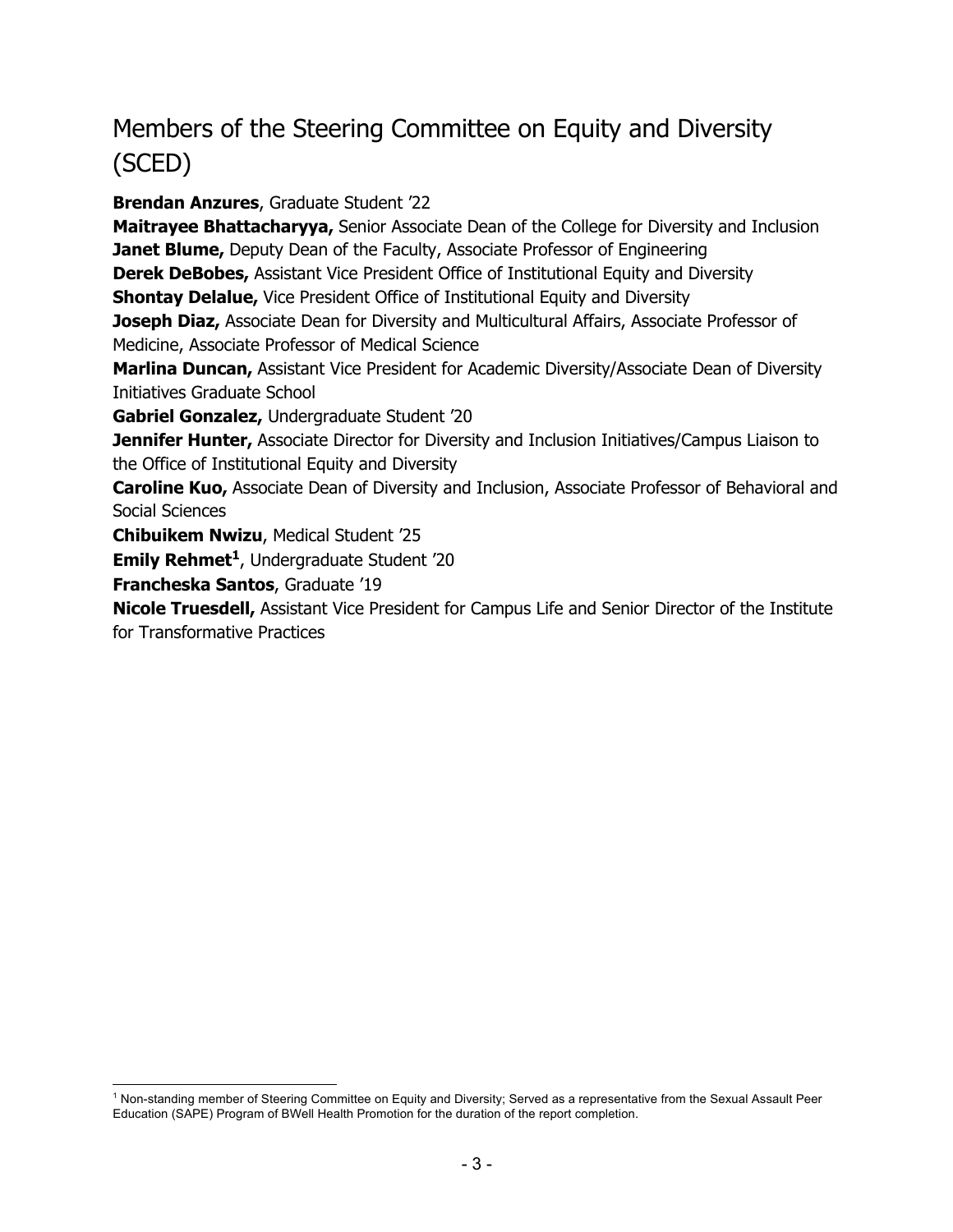# Members of the Steering Committee on Equity and Diversity (SCED)

**Brendan Anzures**, Graduate Student '22
**Maitrayee Bhattacharyya,** Senior Associate Dean of the College for Diversity and Inclusion
**Janet Blume,** Deputy Dean of the Faculty, Associate Professor of Engineering
**Derek DeBobes,** Assistant Vice President Office of Institutional Equity and Diversity
**Shontay Delalue,** Vice President Office of Institutional Equity and Diversity
**Joseph Diaz,** Associate Dean for Diversity and Multicultural Affairs, Associate Professor of Medicine, Associate Professor of Medical Science
**Marlina Duncan,** Assistant Vice President for Academic Diversity/Associate Dean of Diversity Initiatives Graduate School
**Gabriel Gonzalez,** Undergraduate Student '20
**Jennifer Hunter,** Associate Director for Diversity and Inclusion Initiatives/Campus Liaison to the Office of Institutional Equity and Diversity
**Caroline Kuo,** Associate Dean of Diversity and Inclusion, Associate Professor of Behavioral and Social Sciences
**Chibuikem Nwizu**, Medical Student '25
**Emily Rehmet[1]**, Undergraduate Student '20
**Francheska Santos**, Graduate '19
**Nicole Truesdell,** Assistant Vice President for Campus Life and Senior Director of the Institute for Transformative Practices

[1] Non-standing member of Steering Committee on Equity and Diversity; Served as a representative from the Sexual Assault Peer Education (SAPE) Program of BWell Health Promotion for the duration of the report completion.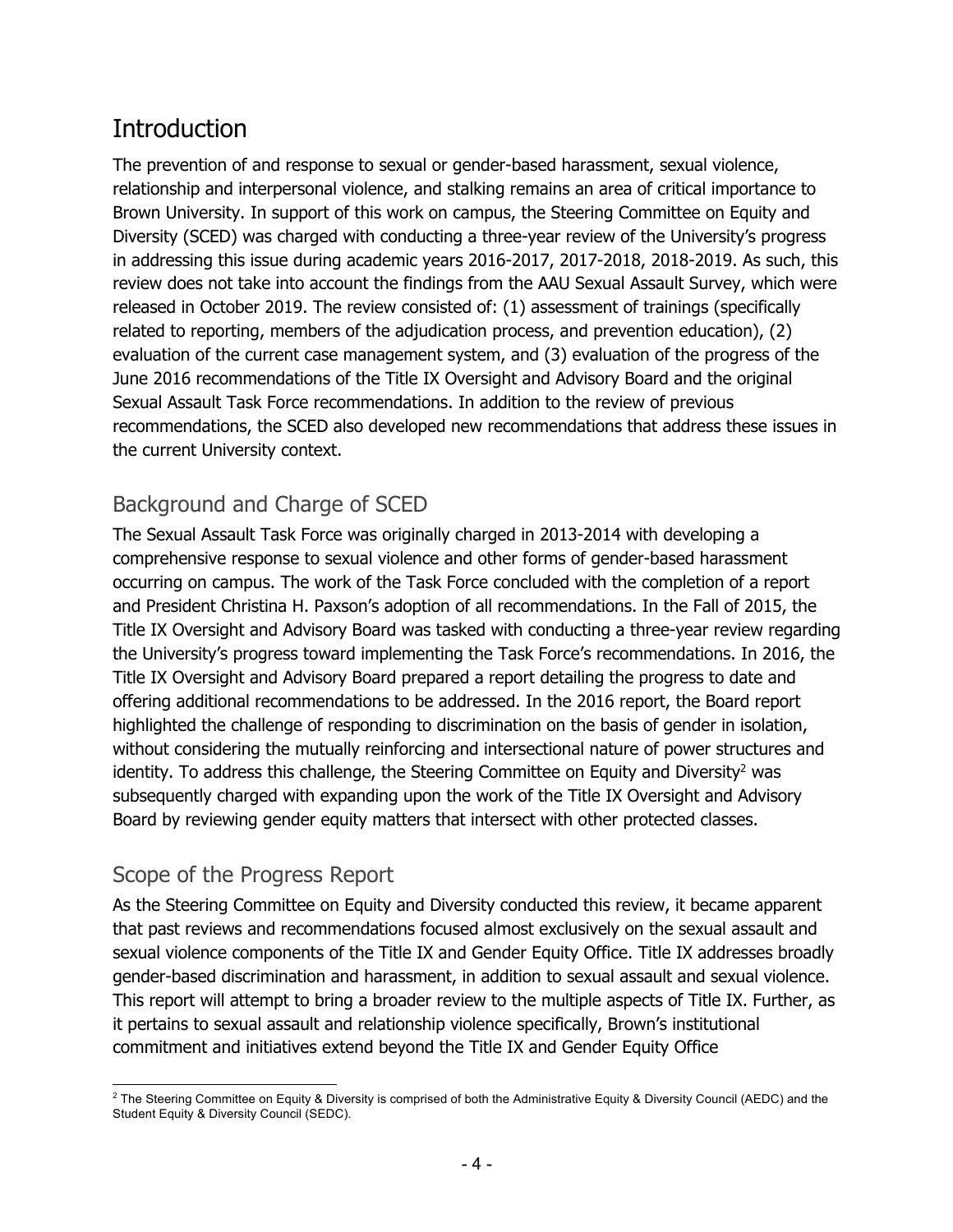# Introduction

The prevention of and response to sexual or gender-based harassment, sexual violence, relationship and interpersonal violence, and stalking remains an area of critical importance to Brown University. In support of this work on campus, the Steering Committee on Equity and Diversity (SCED) was charged with conducting a three-year review of the University's progress in addressing this issue during academic years 2016-2017, 2017-2018, 2018-2019. As such, this review does not take into account the findings from the AAU Sexual Assault Survey, which were released in October 2019. The review consisted of: (1) assessment of trainings (specifically related to reporting, members of the adjudication process, and prevention education), (2) evaluation of the current case management system, and (3) evaluation of the progress of the June 2016 recommendations of the Title IX Oversight and Advisory Board and the original Sexual Assault Task Force recommendations. In addition to the review of previous recommendations, the SCED also developed new recommendations that address these issues in the current University context.

## Background and Charge of SCED

The Sexual Assault Task Force was originally charged in 2013-2014 with developing a comprehensive response to sexual violence and other forms of gender-based harassment occurring on campus. The work of the Task Force concluded with the completion of a report and President Christina H. Paxson's adoption of all recommendations. In the Fall of 2015, the Title IX Oversight and Advisory Board was tasked with conducting a three-year review regarding the University's progress toward implementing the Task Force's recommendations. In 2016, the Title IX Oversight and Advisory Board prepared a report detailing the progress to date and offering additional recommendations to be addressed. In the 2016 report, the Board report highlighted the challenge of responding to discrimination on the basis of gender in isolation, without considering the mutually reinforcing and intersectional nature of power structures and identity. To address this challenge, the Steering Committee on Equity and Diversity[2] was subsequently charged with expanding upon the work of the Title IX Oversight and Advisory Board by reviewing gender equity matters that intersect with other protected classes.

## Scope of the Progress Report

As the Steering Committee on Equity and Diversity conducted this review, it became apparent that past reviews and recommendations focused almost exclusively on the sexual assault and sexual violence components of the Title IX and Gender Equity Office. Title IX addresses broadly gender-based discrimination and harassment, in addition to sexual assault and sexual violence. This report will attempt to bring a broader review to the multiple aspects of Title IX. Further, as it pertains to sexual assault and relationship violence specifically, Brown's institutional commitment and initiatives extend beyond the Title IX and Gender Equity Office

---

[2] The Steering Committee on Equity & Diversity is comprised of both the Administrative Equity & Diversity Council (AEDC) and the Student Equity & Diversity Council (SEDC).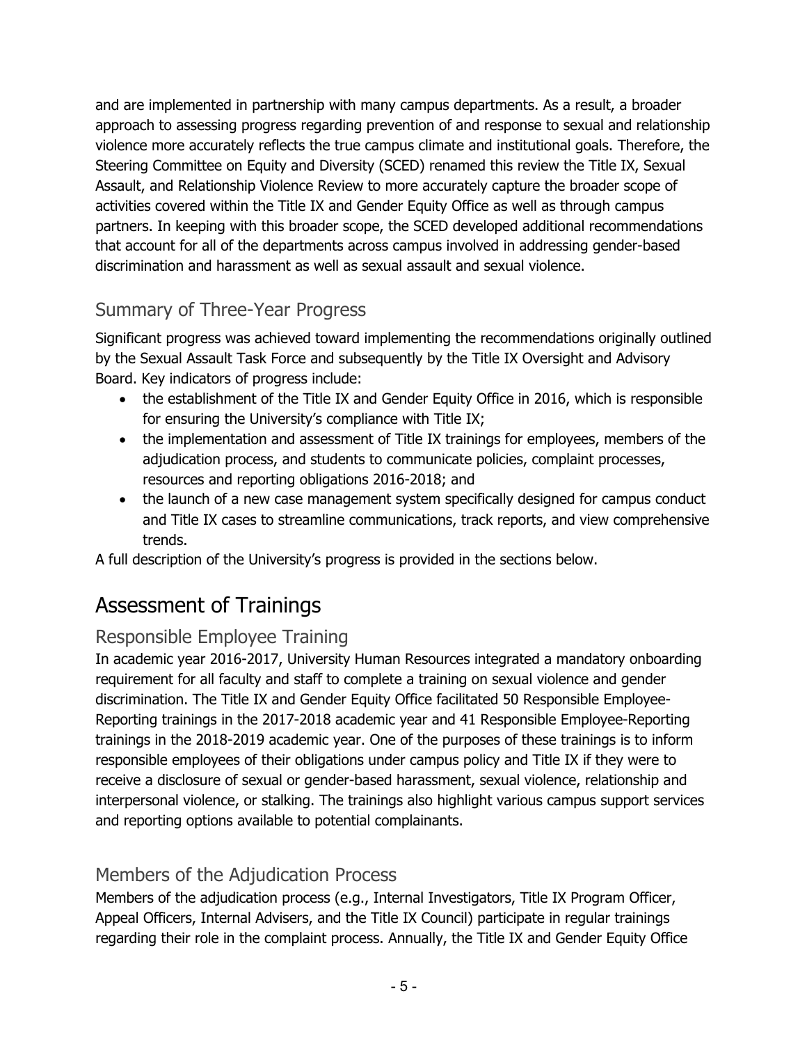and are implemented in partnership with many campus departments. As a result, a broader approach to assessing progress regarding prevention of and response to sexual and relationship violence more accurately reflects the true campus climate and institutional goals. Therefore, the Steering Committee on Equity and Diversity (SCED) renamed this review the Title IX, Sexual Assault, and Relationship Violence Review to more accurately capture the broader scope of activities covered within the Title IX and Gender Equity Office as well as through campus partners. In keeping with this broader scope, the SCED developed additional recommendations that account for all of the departments across campus involved in addressing gender-based discrimination and harassment as well as sexual assault and sexual violence.

## Summary of Three-Year Progress

Significant progress was achieved toward implementing the recommendations originally outlined by the Sexual Assault Task Force and subsequently by the Title IX Oversight and Advisory Board. Key indicators of progress include:

- the establishment of the Title IX and Gender Equity Office in 2016, which is responsible for ensuring the University's compliance with Title IX;
- the implementation and assessment of Title IX trainings for employees, members of the adjudication process, and students to communicate policies, complaint processes, resources and reporting obligations 2016-2018; and
- the launch of a new case management system specifically designed for campus conduct and Title IX cases to streamline communications, track reports, and view comprehensive trends.

A full description of the University's progress is provided in the sections below.

# Assessment of Trainings

## Responsible Employee Training

In academic year 2016-2017, University Human Resources integrated a mandatory onboarding requirement for all faculty and staff to complete a training on sexual violence and gender discrimination. The Title IX and Gender Equity Office facilitated 50 Responsible Employee-Reporting trainings in the 2017-2018 academic year and 41 Responsible Employee-Reporting trainings in the 2018-2019 academic year. One of the purposes of these trainings is to inform responsible employees of their obligations under campus policy and Title IX if they were to receive a disclosure of sexual or gender-based harassment, sexual violence, relationship and interpersonal violence, or stalking. The trainings also highlight various campus support services and reporting options available to potential complainants.

## Members of the Adjudication Process

Members of the adjudication process (e.g., Internal Investigators, Title IX Program Officer, Appeal Officers, Internal Advisers, and the Title IX Council) participate in regular trainings regarding their role in the complaint process. Annually, the Title IX and Gender Equity Office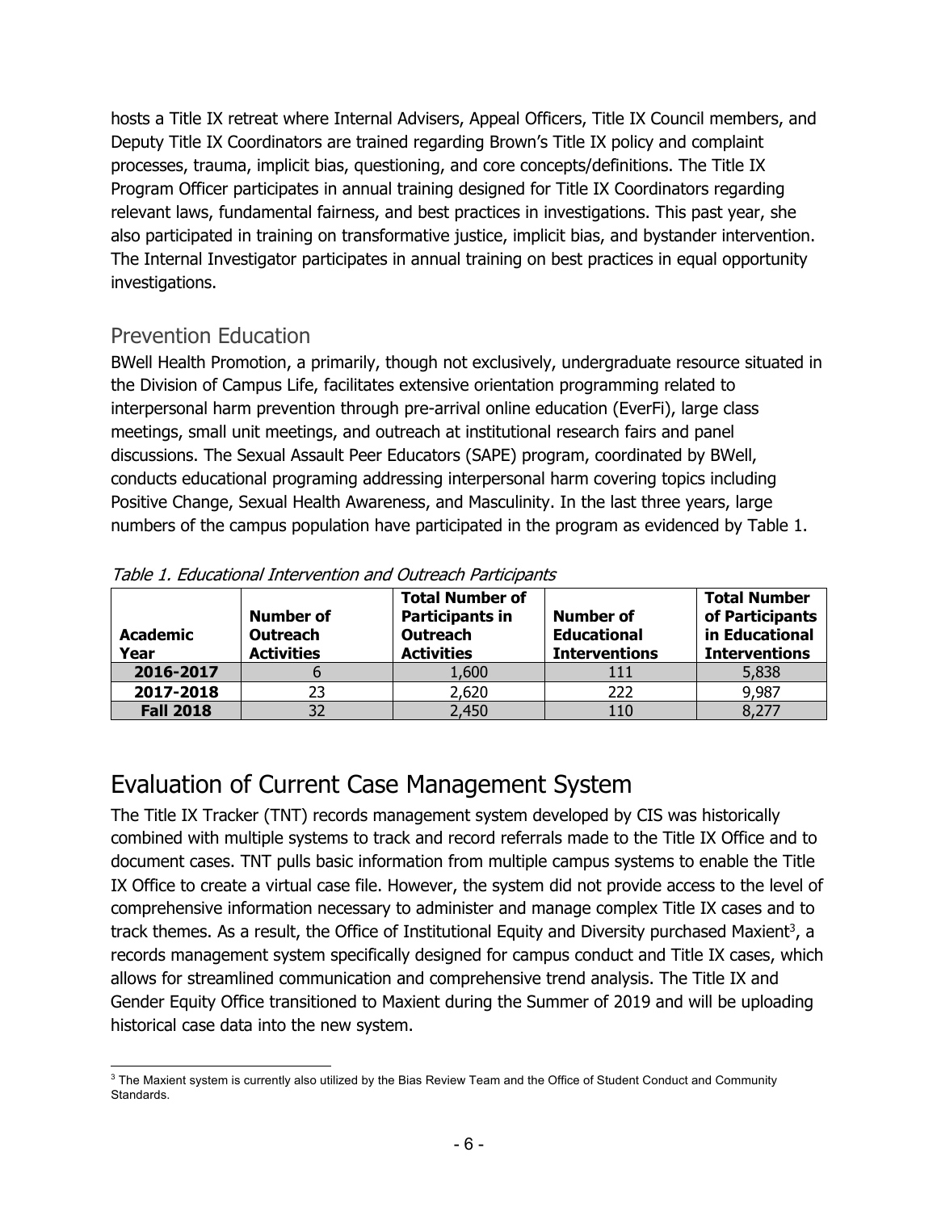hosts a Title IX retreat where Internal Advisers, Appeal Officers, Title IX Council members, and Deputy Title IX Coordinators are trained regarding Brown's Title IX policy and complaint processes, trauma, implicit bias, questioning, and core concepts/definitions. The Title IX Program Officer participates in annual training designed for Title IX Coordinators regarding relevant laws, fundamental fairness, and best practices in investigations. This past year, she also participated in training on transformative justice, implicit bias, and bystander intervention. The Internal Investigator participates in annual training on best practices in equal opportunity investigations.

## Prevention Education

BWell Health Promotion, a primarily, though not exclusively, undergraduate resource situated in the Division of Campus Life, facilitates extensive orientation programming related to interpersonal harm prevention through pre-arrival online education (EverFi), large class meetings, small unit meetings, and outreach at institutional research fairs and panel discussions. The Sexual Assault Peer Educators (SAPE) program, coordinated by BWell, conducts educational programing addressing interpersonal harm covering topics including Positive Change, Sexual Health Awareness, and Masculinity. In the last three years, large numbers of the campus population have participated in the program as evidenced by Table 1.

*Table 1. Educational Intervention and Outreach Participants*

| Academic Year | Number of Outreach Activities | Total Number of Participants in Outreach Activities | Number of Educational Interventions | Total Number of Participants in Educational Interventions |
|---|---|---|---|---|
| **2016-2017** | 6 | 1,600 | 111 | 5,838 |
| **2017-2018** | 23 | 2,620 | 222 | 9,987 |
| **Fall 2018** | 32 | 2,450 | 110 | 8,277 |

# Evaluation of Current Case Management System

The Title IX Tracker (TNT) records management system developed by CIS was historically combined with multiple systems to track and record referrals made to the Title IX Office and to document cases. TNT pulls basic information from multiple campus systems to enable the Title IX Office to create a virtual case file. However, the system did not provide access to the level of comprehensive information necessary to administer and manage complex Title IX cases and to track themes. As a result, the Office of Institutional Equity and Diversity purchased Maxient[3], a records management system specifically designed for campus conduct and Title IX cases, which allows for streamlined communication and comprehensive trend analysis. The Title IX and Gender Equity Office transitioned to Maxient during the Summer of 2019 and will be uploading historical case data into the new system.

[3] The Maxient system is currently also utilized by the Bias Review Team and the Office of Student Conduct and Community Standards.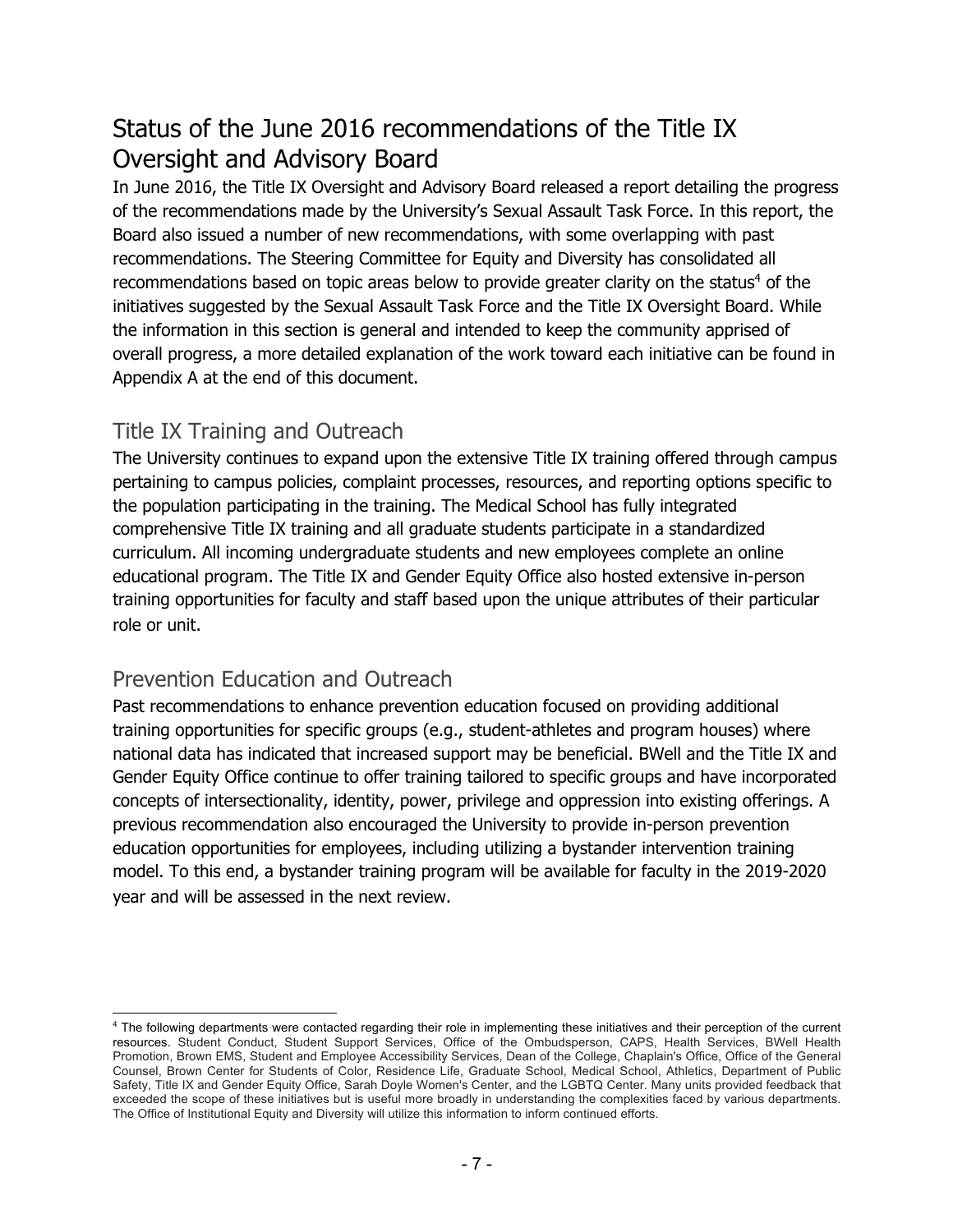# Status of the June 2016 recommendations of the Title IX Oversight and Advisory Board

In June 2016, the Title IX Oversight and Advisory Board released a report detailing the progress of the recommendations made by the University's Sexual Assault Task Force. In this report, the Board also issued a number of new recommendations, with some overlapping with past recommendations. The Steering Committee for Equity and Diversity has consolidated all recommendations based on topic areas below to provide greater clarity on the status[4] of the initiatives suggested by the Sexual Assault Task Force and the Title IX Oversight Board. While the information in this section is general and intended to keep the community apprised of overall progress, a more detailed explanation of the work toward each initiative can be found in Appendix A at the end of this document.

## Title IX Training and Outreach

The University continues to expand upon the extensive Title IX training offered through campus pertaining to campus policies, complaint processes, resources, and reporting options specific to the population participating in the training. The Medical School has fully integrated comprehensive Title IX training and all graduate students participate in a standardized curriculum. All incoming undergraduate students and new employees complete an online educational program. The Title IX and Gender Equity Office also hosted extensive in-person training opportunities for faculty and staff based upon the unique attributes of their particular role or unit.

## Prevention Education and Outreach

Past recommendations to enhance prevention education focused on providing additional training opportunities for specific groups (e.g., student-athletes and program houses) where national data has indicated that increased support may be beneficial. BWell and the Title IX and Gender Equity Office continue to offer training tailored to specific groups and have incorporated concepts of intersectionality, identity, power, privilege and oppression into existing offerings. A previous recommendation also encouraged the University to provide in-person prevention education opportunities for employees, including utilizing a bystander intervention training model. To this end, a bystander training program will be available for faculty in the 2019-2020 year and will be assessed in the next review.

---

[4] The following departments were contacted regarding their role in implementing these initiatives and their perception of the current resources. Student Conduct, Student Support Services, Office of the Ombudsperson, CAPS, Health Services, BWell Health Promotion, Brown EMS, Student and Employee Accessibility Services, Dean of the College, Chaplain's Office, Office of the General Counsel, Brown Center for Students of Color, Residence Life, Graduate School, Medical School, Athletics, Department of Public Safety, Title IX and Gender Equity Office, Sarah Doyle Women's Center, and the LGBTQ Center. Many units provided feedback that exceeded the scope of these initiatives but is useful more broadly in understanding the complexities faced by various departments. The Office of Institutional Equity and Diversity will utilize this information to inform continued efforts.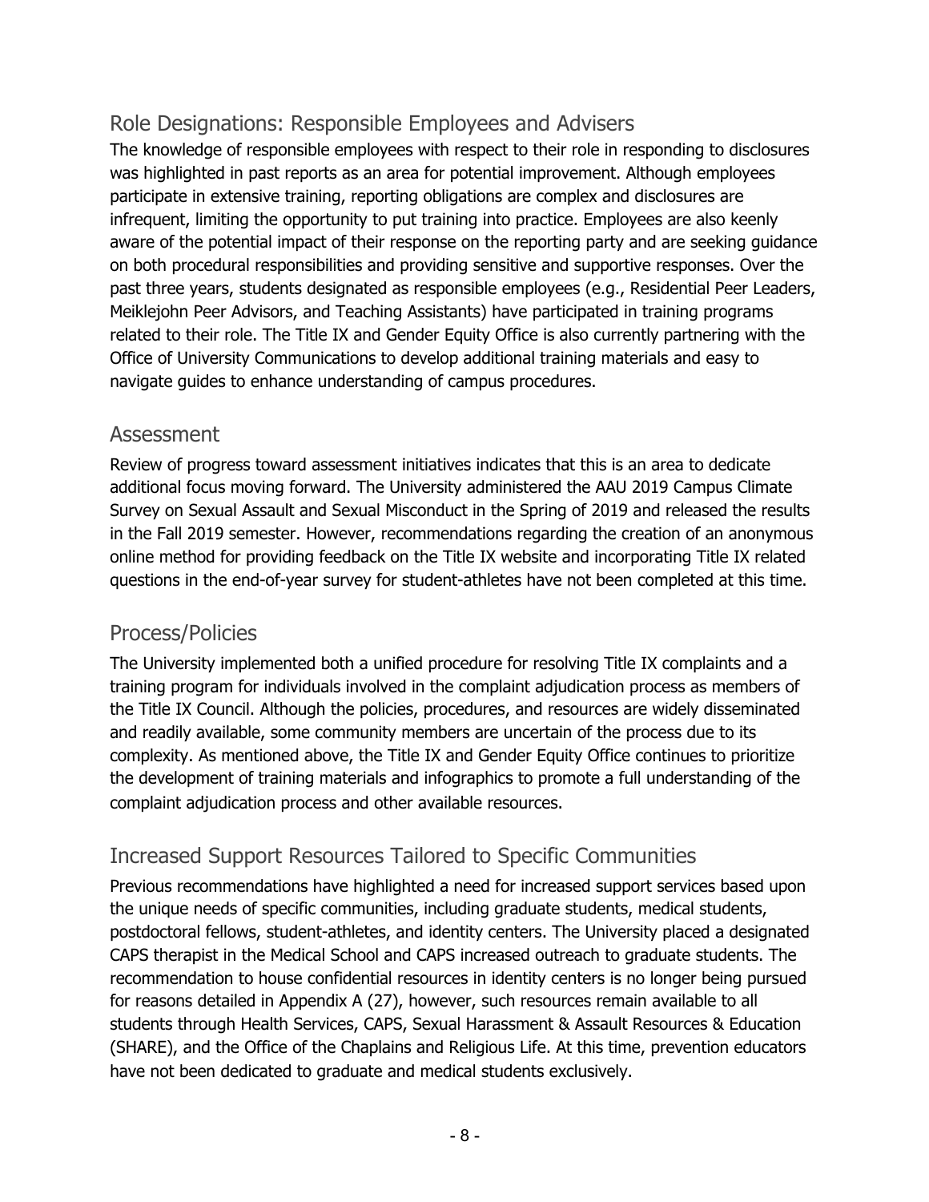## Role Designations: Responsible Employees and Advisers

The knowledge of responsible employees with respect to their role in responding to disclosures was highlighted in past reports as an area for potential improvement. Although employees participate in extensive training, reporting obligations are complex and disclosures are infrequent, limiting the opportunity to put training into practice. Employees are also keenly aware of the potential impact of their response on the reporting party and are seeking guidance on both procedural responsibilities and providing sensitive and supportive responses. Over the past three years, students designated as responsible employees (e.g., Residential Peer Leaders, Meiklejohn Peer Advisors, and Teaching Assistants) have participated in training programs related to their role. The Title IX and Gender Equity Office is also currently partnering with the Office of University Communications to develop additional training materials and easy to navigate guides to enhance understanding of campus procedures.

## Assessment

Review of progress toward assessment initiatives indicates that this is an area to dedicate additional focus moving forward. The University administered the AAU 2019 Campus Climate Survey on Sexual Assault and Sexual Misconduct in the Spring of 2019 and released the results in the Fall 2019 semester. However, recommendations regarding the creation of an anonymous online method for providing feedback on the Title IX website and incorporating Title IX related questions in the end-of-year survey for student-athletes have not been completed at this time.

## Process/Policies

The University implemented both a unified procedure for resolving Title IX complaints and a training program for individuals involved in the complaint adjudication process as members of the Title IX Council. Although the policies, procedures, and resources are widely disseminated and readily available, some community members are uncertain of the process due to its complexity. As mentioned above, the Title IX and Gender Equity Office continues to prioritize the development of training materials and infographics to promote a full understanding of the complaint adjudication process and other available resources.

## Increased Support Resources Tailored to Specific Communities

Previous recommendations have highlighted a need for increased support services based upon the unique needs of specific communities, including graduate students, medical students, postdoctoral fellows, student-athletes, and identity centers. The University placed a designated CAPS therapist in the Medical School and CAPS increased outreach to graduate students. The recommendation to house confidential resources in identity centers is no longer being pursued for reasons detailed in Appendix A (27), however, such resources remain available to all students through Health Services, CAPS, Sexual Harassment & Assault Resources & Education (SHARE), and the Office of the Chaplains and Religious Life. At this time, prevention educators have not been dedicated to graduate and medical students exclusively.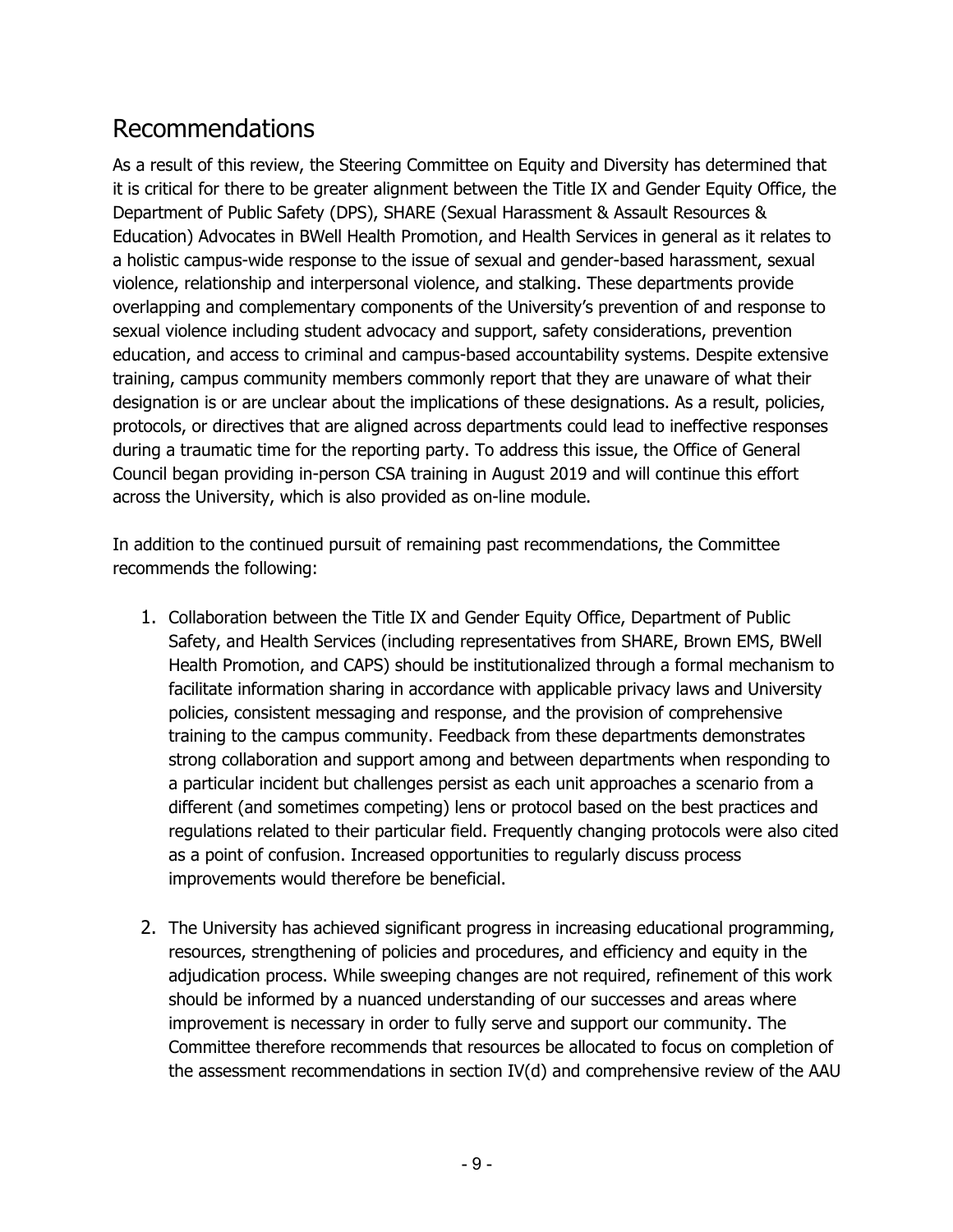## Recommendations

As a result of this review, the Steering Committee on Equity and Diversity has determined that it is critical for there to be greater alignment between the Title IX and Gender Equity Office, the Department of Public Safety (DPS), SHARE (Sexual Harassment & Assault Resources & Education) Advocates in BWell Health Promotion, and Health Services in general as it relates to a holistic campus-wide response to the issue of sexual and gender-based harassment, sexual violence, relationship and interpersonal violence, and stalking. These departments provide overlapping and complementary components of the University's prevention of and response to sexual violence including student advocacy and support, safety considerations, prevention education, and access to criminal and campus-based accountability systems. Despite extensive training, campus community members commonly report that they are unaware of what their designation is or are unclear about the implications of these designations. As a result, policies, protocols, or directives that are aligned across departments could lead to ineffective responses during a traumatic time for the reporting party. To address this issue, the Office of General Council began providing in-person CSA training in August 2019 and will continue this effort across the University, which is also provided as on-line module.

In addition to the continued pursuit of remaining past recommendations, the Committee recommends the following:

1. Collaboration between the Title IX and Gender Equity Office, Department of Public Safety, and Health Services (including representatives from SHARE, Brown EMS, BWell Health Promotion, and CAPS) should be institutionalized through a formal mechanism to facilitate information sharing in accordance with applicable privacy laws and University policies, consistent messaging and response, and the provision of comprehensive training to the campus community. Feedback from these departments demonstrates strong collaboration and support among and between departments when responding to a particular incident but challenges persist as each unit approaches a scenario from a different (and sometimes competing) lens or protocol based on the best practices and regulations related to their particular field. Frequently changing protocols were also cited as a point of confusion. Increased opportunities to regularly discuss process improvements would therefore be beneficial.

2. The University has achieved significant progress in increasing educational programming, resources, strengthening of policies and procedures, and efficiency and equity in the adjudication process. While sweeping changes are not required, refinement of this work should be informed by a nuanced understanding of our successes and areas where improvement is necessary in order to fully serve and support our community. The Committee therefore recommends that resources be allocated to focus on completion of the assessment recommendations in section IV(d) and comprehensive review of the AAU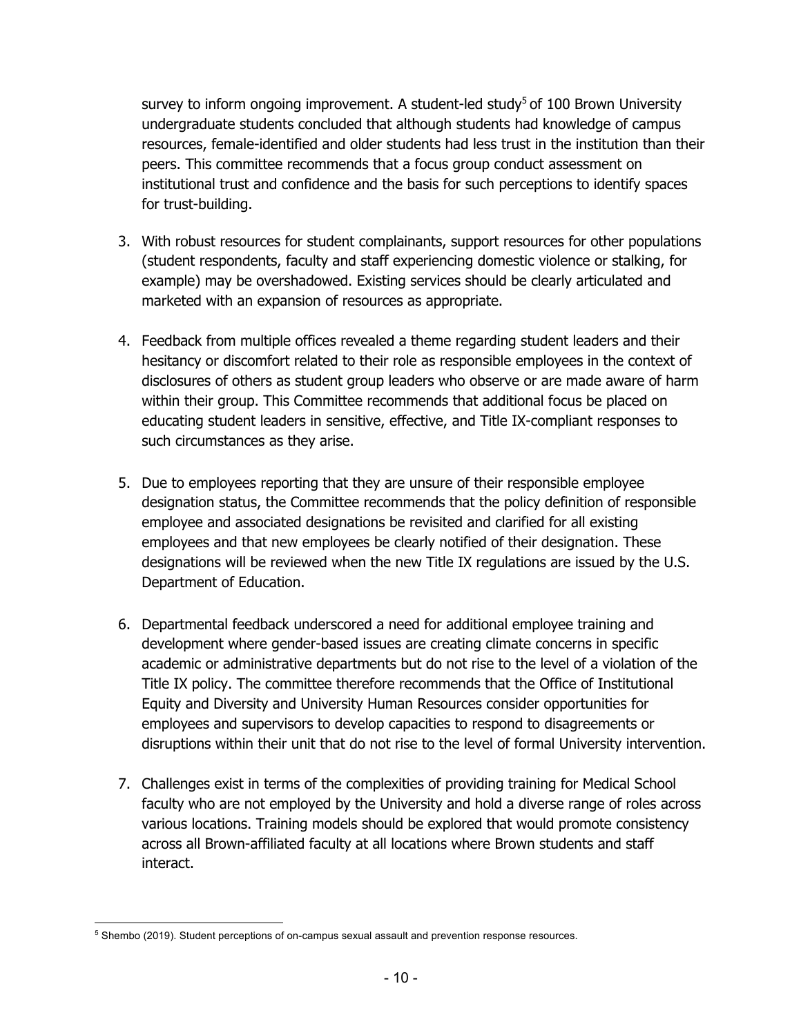survey to inform ongoing improvement. A student-led study[5] of 100 Brown University undergraduate students concluded that although students had knowledge of campus resources, female-identified and older students had less trust in the institution than their peers. This committee recommends that a focus group conduct assessment on institutional trust and confidence and the basis for such perceptions to identify spaces for trust-building.

3. With robust resources for student complainants, support resources for other populations (student respondents, faculty and staff experiencing domestic violence or stalking, for example) may be overshadowed. Existing services should be clearly articulated and marketed with an expansion of resources as appropriate.

4. Feedback from multiple offices revealed a theme regarding student leaders and their hesitancy or discomfort related to their role as responsible employees in the context of disclosures of others as student group leaders who observe or are made aware of harm within their group. This Committee recommends that additional focus be placed on educating student leaders in sensitive, effective, and Title IX-compliant responses to such circumstances as they arise.

5. Due to employees reporting that they are unsure of their responsible employee designation status, the Committee recommends that the policy definition of responsible employee and associated designations be revisited and clarified for all existing employees and that new employees be clearly notified of their designation. These designations will be reviewed when the new Title IX regulations are issued by the U.S. Department of Education.

6. Departmental feedback underscored a need for additional employee training and development where gender-based issues are creating climate concerns in specific academic or administrative departments but do not rise to the level of a violation of the Title IX policy. The committee therefore recommends that the Office of Institutional Equity and Diversity and University Human Resources consider opportunities for employees and supervisors to develop capacities to respond to disagreements or disruptions within their unit that do not rise to the level of formal University intervention.

7. Challenges exist in terms of the complexities of providing training for Medical School faculty who are not employed by the University and hold a diverse range of roles across various locations. Training models should be explored that would promote consistency across all Brown-affiliated faculty at all locations where Brown students and staff interact.

---

[5] Shembo (2019). Student perceptions of on-campus sexual assault and prevention response resources.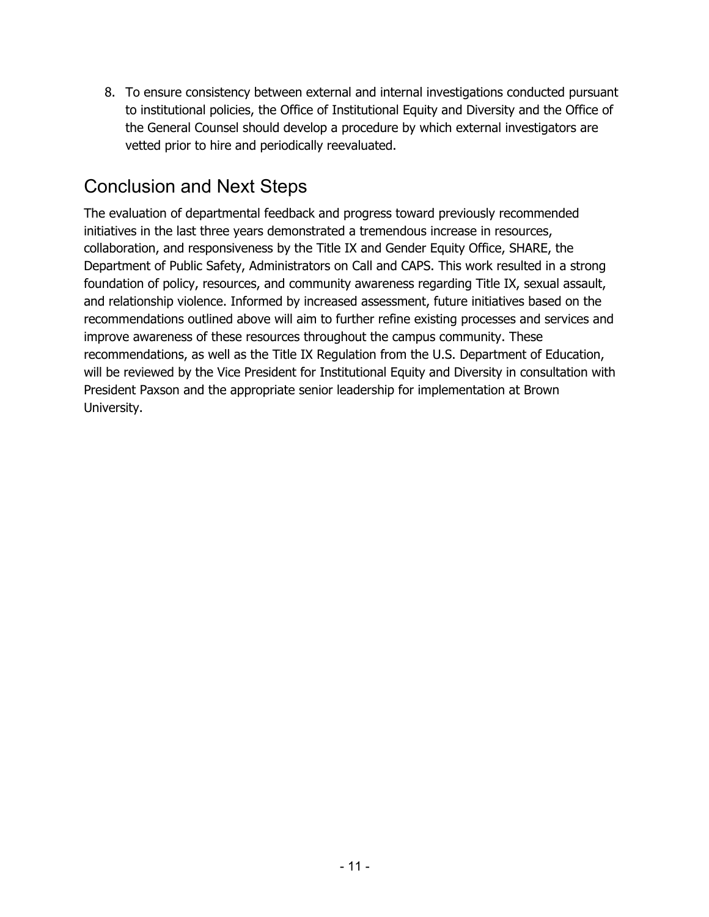8. To ensure consistency between external and internal investigations conducted pursuant to institutional policies, the Office of Institutional Equity and Diversity and the Office of the General Counsel should develop a procedure by which external investigators are vetted prior to hire and periodically reevaluated.

## Conclusion and Next Steps

The evaluation of departmental feedback and progress toward previously recommended initiatives in the last three years demonstrated a tremendous increase in resources, collaboration, and responsiveness by the Title IX and Gender Equity Office, SHARE, the Department of Public Safety, Administrators on Call and CAPS. This work resulted in a strong foundation of policy, resources, and community awareness regarding Title IX, sexual assault, and relationship violence. Informed by increased assessment, future initiatives based on the recommendations outlined above will aim to further refine existing processes and services and improve awareness of these resources throughout the campus community. These recommendations, as well as the Title IX Regulation from the U.S. Department of Education, will be reviewed by the Vice President for Institutional Equity and Diversity in consultation with President Paxson and the appropriate senior leadership for implementation at Brown University.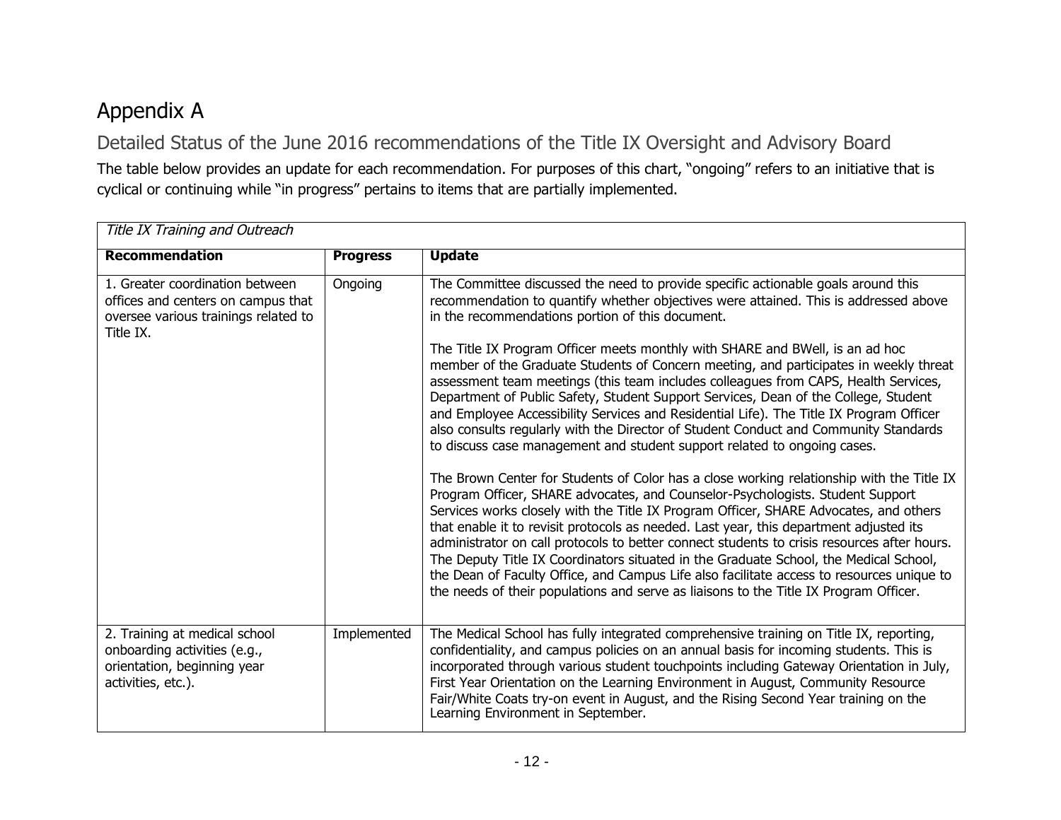# Appendix A

## Detailed Status of the June 2016 recommendations of the Title IX Oversight and Advisory Board

The table below provides an update for each recommendation. For purposes of this chart, "ongoing" refers to an initiative that is cyclical or continuing while "in progress" pertains to items that are partially implemented.

| *Title IX Training and Outreach* | | |
|---|---|---|
| **Recommendation** | **Progress** | **Update** |
| 1. Greater coordination between offices and centers on campus that oversee various trainings related to Title IX. | Ongoing | The Committee discussed the need to provide specific actionable goals around this recommendation to quantify whether objectives were attained. This is addressed above in the recommendations portion of this document.<br><br>The Title IX Program Officer meets monthly with SHARE and BWell, is an ad hoc member of the Graduate Students of Concern meeting, and participates in weekly threat assessment team meetings (this team includes colleagues from CAPS, Health Services, Department of Public Safety, Student Support Services, Dean of the College, Student and Employee Accessibility Services and Residential Life). The Title IX Program Officer also consults regularly with the Director of Student Conduct and Community Standards to discuss case management and student support related to ongoing cases.<br><br>The Brown Center for Students of Color has a close working relationship with the Title IX Program Officer, SHARE advocates, and Counselor-Psychologists. Student Support Services works closely with the Title IX Program Officer, SHARE Advocates, and others that enable it to revisit protocols as needed. Last year, this department adjusted its administrator on call protocols to better connect students to crisis resources after hours. The Deputy Title IX Coordinators situated in the Graduate School, the Medical School, the Dean of Faculty Office, and Campus Life also facilitate access to resources unique to the needs of their populations and serve as liaisons to the Title IX Program Officer. |
| 2. Training at medical school onboarding activities (e.g., orientation, beginning year activities, etc.). | Implemented | The Medical School has fully integrated comprehensive training on Title IX, reporting, confidentiality, and campus policies on an annual basis for incoming students. This is incorporated through various student touchpoints including Gateway Orientation in July, First Year Orientation on the Learning Environment in August, Community Resource Fair/White Coats try-on event in August, and the Rising Second Year training on the Learning Environment in September. |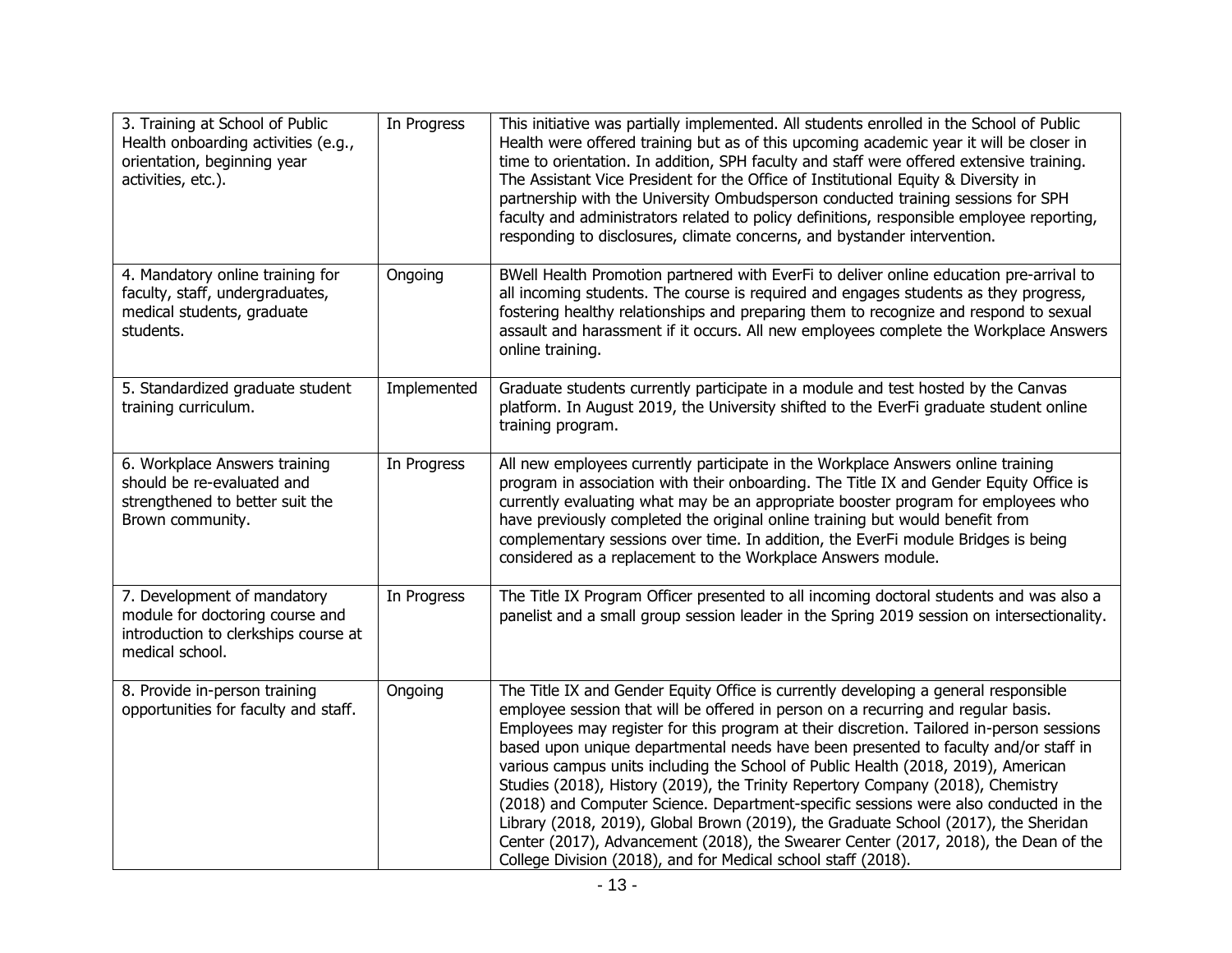| | | |
|---|---|---|
| 3. Training at School of Public Health onboarding activities (e.g., orientation, beginning year activities, etc.). | In Progress | This initiative was partially implemented. All students enrolled in the School of Public Health were offered training but as of this upcoming academic year it will be closer in time to orientation. In addition, SPH faculty and staff were offered extensive training. The Assistant Vice President for the Office of Institutional Equity & Diversity in partnership with the University Ombudsperson conducted training sessions for SPH faculty and administrators related to policy definitions, responsible employee reporting, responding to disclosures, climate concerns, and bystander intervention. |
| 4. Mandatory online training for faculty, staff, undergraduates, medical students, graduate students. | Ongoing | BWell Health Promotion partnered with EverFi to deliver online education pre-arrival to all incoming students. The course is required and engages students as they progress, fostering healthy relationships and preparing them to recognize and respond to sexual assault and harassment if it occurs. All new employees complete the Workplace Answers online training. |
| 5. Standardized graduate student training curriculum. | Implemented | Graduate students currently participate in a module and test hosted by the Canvas platform. In August 2019, the University shifted to the EverFi graduate student online training program. |
| 6. Workplace Answers training should be re-evaluated and strengthened to better suit the Brown community. | In Progress | All new employees currently participate in the Workplace Answers online training program in association with their onboarding. The Title IX and Gender Equity Office is currently evaluating what may be an appropriate booster program for employees who have previously completed the original online training but would benefit from complementary sessions over time. In addition, the EverFi module Bridges is being considered as a replacement to the Workplace Answers module. |
| 7. Development of mandatory module for doctoring course and introduction to clerkships course at medical school. | In Progress | The Title IX Program Officer presented to all incoming doctoral students and was also a panelist and a small group session leader in the Spring 2019 session on intersectionality. |
| 8. Provide in-person training opportunities for faculty and staff. | Ongoing | The Title IX and Gender Equity Office is currently developing a general responsible employee session that will be offered in person on a recurring and regular basis. Employees may register for this program at their discretion. Tailored in-person sessions based upon unique departmental needs have been presented to faculty and/or staff in various campus units including the School of Public Health (2018, 2019), American Studies (2018), History (2019), the Trinity Repertory Company (2018), Chemistry (2018) and Computer Science. Department-specific sessions were also conducted in the Library (2018, 2019), Global Brown (2019), the Graduate School (2017), the Sheridan Center (2017), Advancement (2018), the Swearer Center (2017, 2018), the Dean of the College Division (2018), and for Medical school staff (2018). |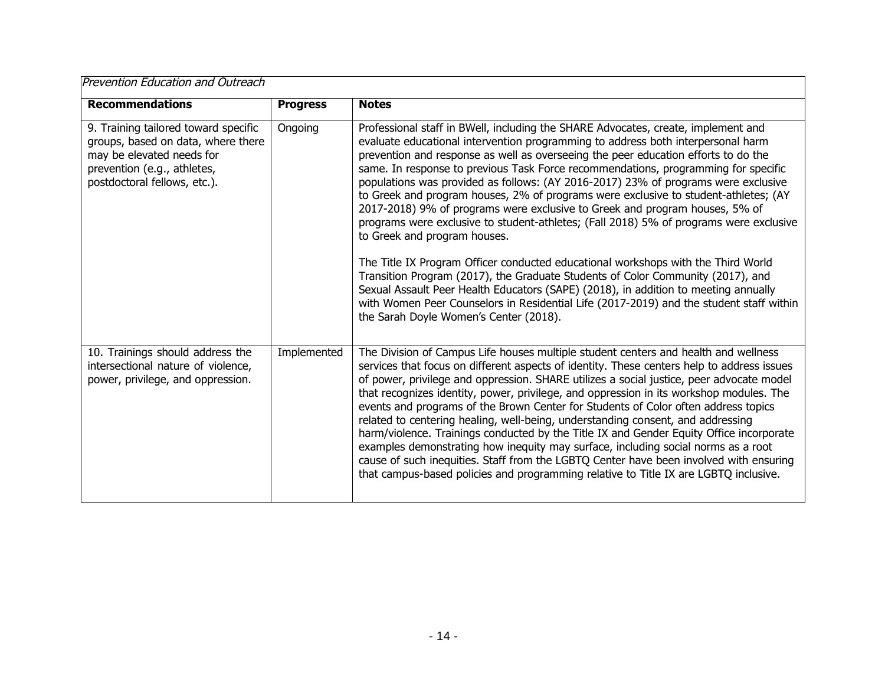*Prevention Education and Outreach*

| **Recommendations** | **Progress** | **Notes** |
|---|---|---|
| 9. Training tailored toward specific groups, based on data, where there may be elevated needs for prevention (e.g., athletes, postdoctoral fellows, etc.). | Ongoing | Professional staff in BWell, including the SHARE Advocates, create, implement and evaluate educational intervention programming to address both interpersonal harm prevention and response as well as overseeing the peer education efforts to do the same. In response to previous Task Force recommendations, programming for specific populations was provided as follows: (AY 2016-2017) 23% of programs were exclusive to Greek and program houses, 2% of programs were exclusive to student-athletes; (AY 2017-2018) 9% of programs were exclusive to Greek and program houses, 5% of programs were exclusive to student-athletes; (Fall 2018) 5% of programs were exclusive to Greek and program houses.<br><br>The Title IX Program Officer conducted educational workshops with the Third World Transition Program (2017), the Graduate Students of Color Community (2017), and Sexual Assault Peer Health Educators (SAPE) (2018), in addition to meeting annually with Women Peer Counselors in Residential Life (2017-2019) and the student staff within the Sarah Doyle Women's Center (2018). |
| 10. Trainings should address the intersectional nature of violence, power, privilege, and oppression. | Implemented | The Division of Campus Life houses multiple student centers and health and wellness services that focus on different aspects of identity. These centers help to address issues of power, privilege and oppression. SHARE utilizes a social justice, peer advocate model that recognizes identity, power, privilege, and oppression in its workshop modules. The events and programs of the Brown Center for Students of Color often address topics related to centering healing, well-being, understanding consent, and addressing harm/violence. Trainings conducted by the Title IX and Gender Equity Office incorporate examples demonstrating how inequity may surface, including social norms as a root cause of such inequities. Staff from the LGBTQ Center have been involved with ensuring that campus-based policies and programming relative to Title IX are LGBTQ inclusive. |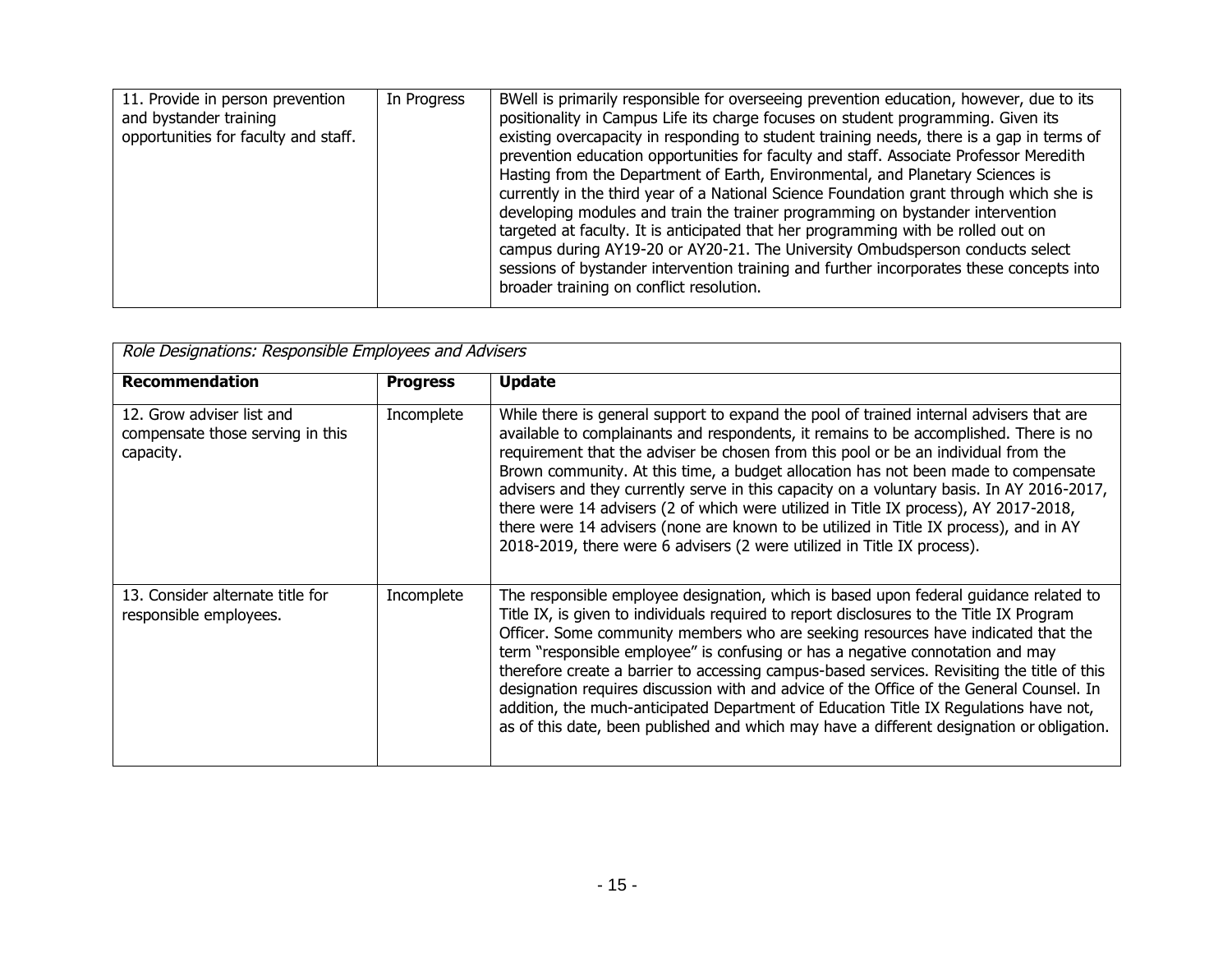| | | |
|---|---|---|
| 11. Provide in person prevention and bystander training opportunities for faculty and staff. | In Progress | BWell is primarily responsible for overseeing prevention education, however, due to its positionality in Campus Life its charge focuses on student programming. Given its existing overcapacity in responding to student training needs, there is a gap in terms of prevention education opportunities for faculty and staff. Associate Professor Meredith Hasting from the Department of Earth, Environmental, and Planetary Sciences is currently in the third year of a National Science Foundation grant through which she is developing modules and train the trainer programming on bystander intervention targeted at faculty. It is anticipated that her programming with be rolled out on campus during AY19-20 or AY20-21. The University Ombudsperson conducts select sessions of bystander intervention training and further incorporates these concepts into broader training on conflict resolution. |

*Role Designations: Responsible Employees and Advisers*

| **Recommendation** | **Progress** | **Update** |
|---|---|---|
| 12. Grow adviser list and compensate those serving in this capacity. | Incomplete | While there is general support to expand the pool of trained internal advisers that are available to complainants and respondents, it remains to be accomplished. There is no requirement that the adviser be chosen from this pool or be an individual from the Brown community. At this time, a budget allocation has not been made to compensate advisers and they currently serve in this capacity on a voluntary basis. In AY 2016-2017, there were 14 advisers (2 of which were utilized in Title IX process), AY 2017-2018, there were 14 advisers (none are known to be utilized in Title IX process), and in AY 2018-2019, there were 6 advisers (2 were utilized in Title IX process). |
| 13. Consider alternate title for responsible employees. | Incomplete | The responsible employee designation, which is based upon federal guidance related to Title IX, is given to individuals required to report disclosures to the Title IX Program Officer. Some community members who are seeking resources have indicated that the term "responsible employee" is confusing or has a negative connotation and may therefore create a barrier to accessing campus-based services. Revisiting the title of this designation requires discussion with and advice of the Office of the General Counsel. In addition, the much-anticipated Department of Education Title IX Regulations have not, as of this date, been published and which may have a different designation or obligation. |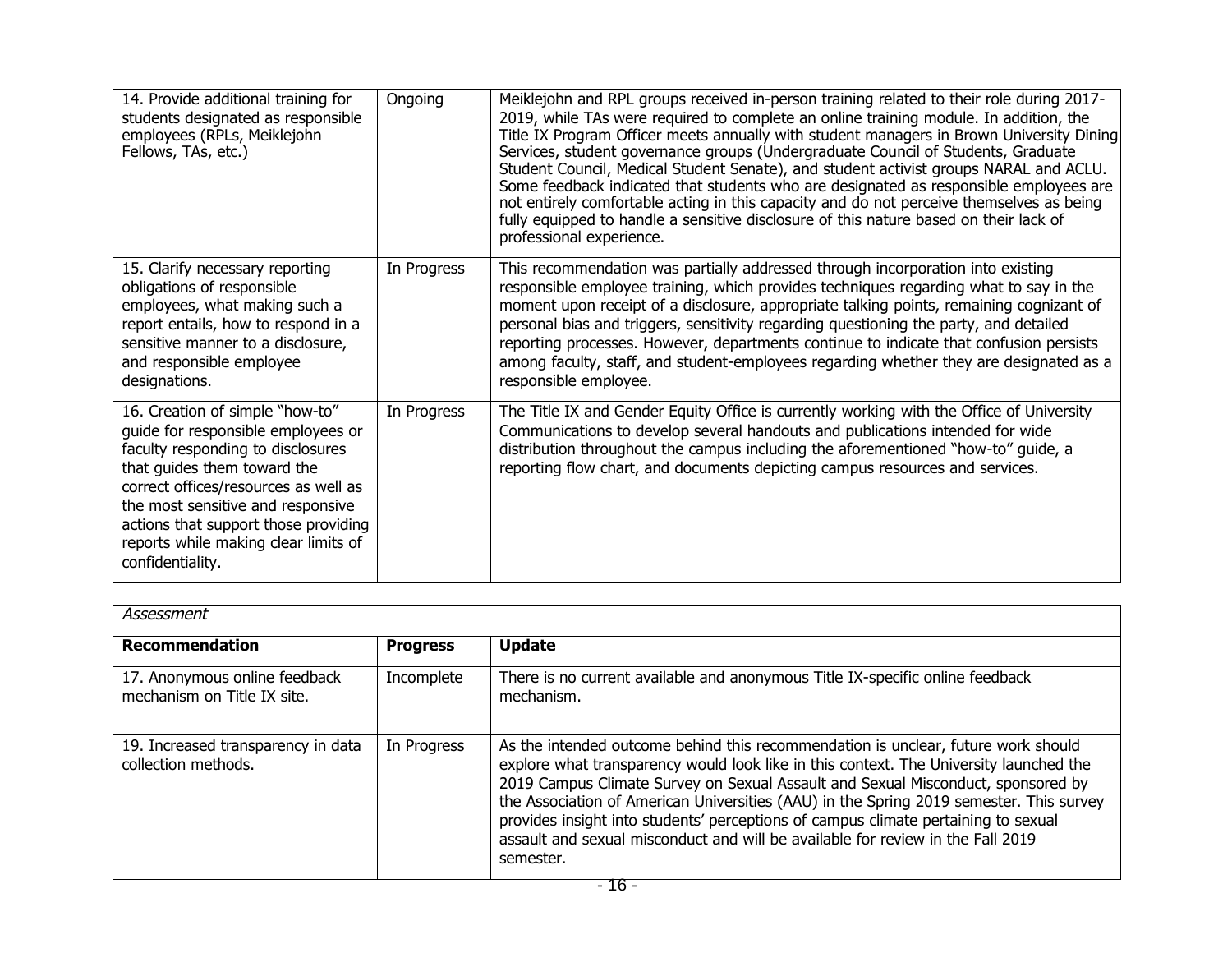| | | |
|---|---|---|
| 14. Provide additional training for students designated as responsible employees (RPLs, Meiklejohn Fellows, TAs, etc.) | Ongoing | Meiklejohn and RPL groups received in-person training related to their role during 2017-2019, while TAs were required to complete an online training module. In addition, the Title IX Program Officer meets annually with student managers in Brown University Dining Services, student governance groups (Undergraduate Council of Students, Graduate Student Council, Medical Student Senate), and student activist groups NARAL and ACLU. Some feedback indicated that students who are designated as responsible employees are not entirely comfortable acting in this capacity and do not perceive themselves as being fully equipped to handle a sensitive disclosure of this nature based on their lack of professional experience. |
| 15. Clarify necessary reporting obligations of responsible employees, what making such a report entails, how to respond in a sensitive manner to a disclosure, and responsible employee designations. | In Progress | This recommendation was partially addressed through incorporation into existing responsible employee training, which provides techniques regarding what to say in the moment upon receipt of a disclosure, appropriate talking points, remaining cognizant of personal bias and triggers, sensitivity regarding questioning the party, and detailed reporting processes. However, departments continue to indicate that confusion persists among faculty, staff, and student-employees regarding whether they are designated as a responsible employee. |
| 16. Creation of simple "how-to" guide for responsible employees or faculty responding to disclosures that guides them toward the correct offices/resources as well as the most sensitive and responsive actions that support those providing reports while making clear limits of confidentiality. | In Progress | The Title IX and Gender Equity Office is currently working with the Office of University Communications to develop several handouts and publications intended for wide distribution throughout the campus including the aforementioned "how-to" guide, a reporting flow chart, and documents depicting campus resources and services. |

*Assessment*

| **Recommendation** | **Progress** | **Update** |
|---|---|---|
| 17. Anonymous online feedback mechanism on Title IX site. | Incomplete | There is no current available and anonymous Title IX-specific online feedback mechanism. |
| 19. Increased transparency in data collection methods. | In Progress | As the intended outcome behind this recommendation is unclear, future work should explore what transparency would look like in this context. The University launched the 2019 Campus Climate Survey on Sexual Assault and Sexual Misconduct, sponsored by the Association of American Universities (AAU) in the Spring 2019 semester. This survey provides insight into students' perceptions of campus climate pertaining to sexual assault and sexual misconduct and will be available for review in the Fall 2019 semester. |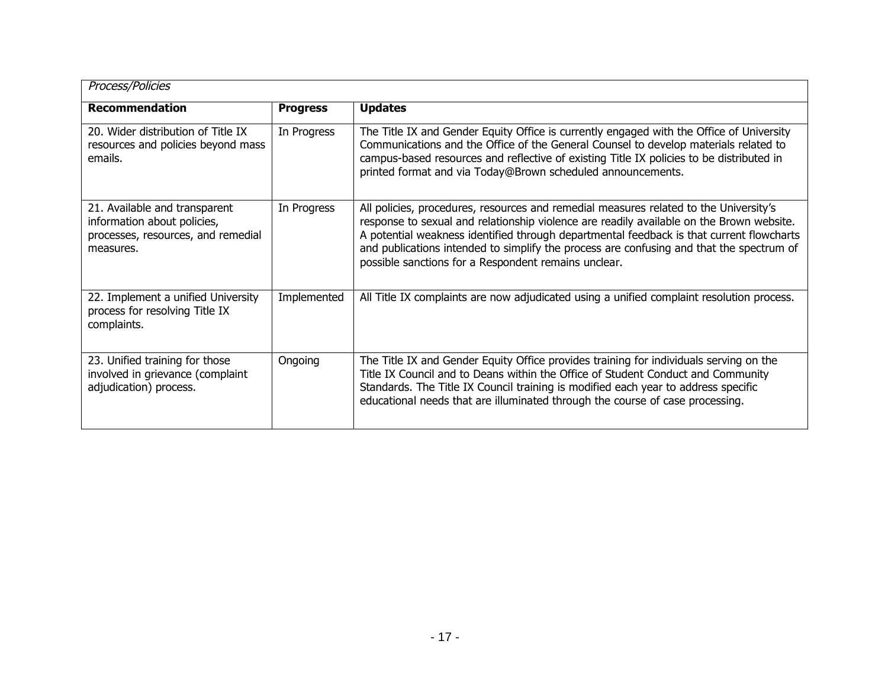*Process/Policies*

| **Recommendation** | **Progress** | **Updates** |
|---|---|---|
| 20. Wider distribution of Title IX resources and policies beyond mass emails. | In Progress | The Title IX and Gender Equity Office is currently engaged with the Office of University Communications and the Office of the General Counsel to develop materials related to campus-based resources and reflective of existing Title IX policies to be distributed in printed format and via Today@Brown scheduled announcements. |
| 21. Available and transparent information about policies, processes, resources, and remedial measures. | In Progress | All policies, procedures, resources and remedial measures related to the University's response to sexual and relationship violence are readily available on the Brown website. A potential weakness identified through departmental feedback is that current flowcharts and publications intended to simplify the process are confusing and that the spectrum of possible sanctions for a Respondent remains unclear. |
| 22. Implement a unified University process for resolving Title IX complaints. | Implemented | All Title IX complaints are now adjudicated using a unified complaint resolution process. |
| 23. Unified training for those involved in grievance (complaint adjudication) process. | Ongoing | The Title IX and Gender Equity Office provides training for individuals serving on the Title IX Council and to Deans within the Office of Student Conduct and Community Standards. The Title IX Council training is modified each year to address specific educational needs that are illuminated through the course of case processing. |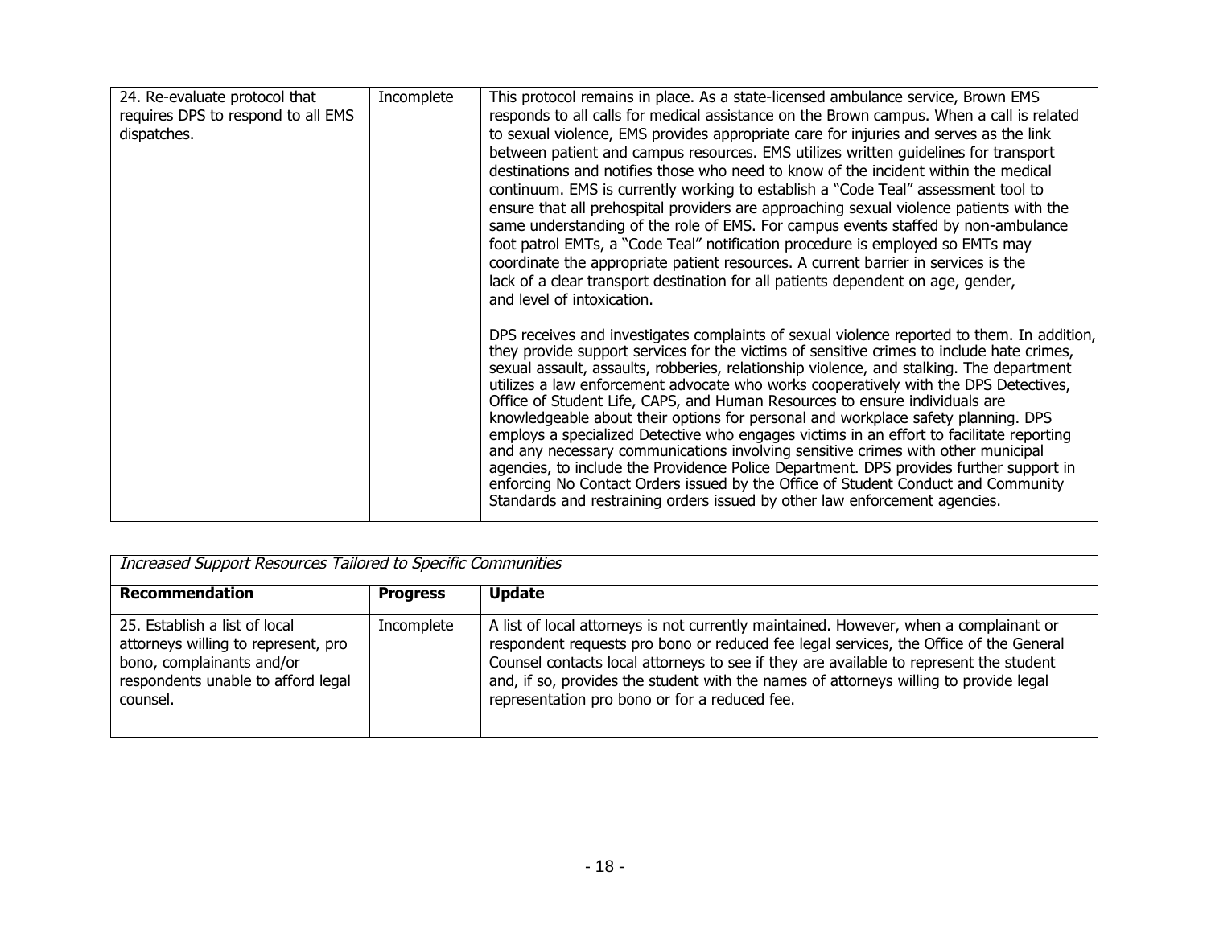| | | |
|---|---|---|
| 24. Re-evaluate protocol that requires DPS to respond to all EMS dispatches. | Incomplete | This protocol remains in place. As a state-licensed ambulance service, Brown EMS responds to all calls for medical assistance on the Brown campus. When a call is related to sexual violence, EMS provides appropriate care for injuries and serves as the link between patient and campus resources. EMS utilizes written guidelines for transport destinations and notifies those who need to know of the incident within the medical continuum. EMS is currently working to establish a "Code Teal" assessment tool to ensure that all prehospital providers are approaching sexual violence patients with the same understanding of the role of EMS. For campus events staffed by non-ambulance foot patrol EMTs, a "Code Teal" notification procedure is employed so EMTs may coordinate the appropriate patient resources. A current barrier in services is the lack of a clear transport destination for all patients dependent on age, gender, and level of intoxication.<br><br>DPS receives and investigates complaints of sexual violence reported to them. In addition, they provide support services for the victims of sensitive crimes to include hate crimes, sexual assault, assaults, robberies, relationship violence, and stalking. The department utilizes a law enforcement advocate who works cooperatively with the DPS Detectives, Office of Student Life, CAPS, and Human Resources to ensure individuals are knowledgeable about their options for personal and workplace safety planning. DPS employs a specialized Detective who engages victims in an effort to facilitate reporting and any necessary communications involving sensitive crimes with other municipal agencies, to include the Providence Police Department. DPS provides further support in enforcing No Contact Orders issued by the Office of Student Conduct and Community Standards and restraining orders issued by other law enforcement agencies. |

*Increased Support Resources Tailored to Specific Communities*

| **Recommendation** | **Progress** | **Update** |
|---|---|---|
| 25. Establish a list of local attorneys willing to represent, pro bono, complainants and/or respondents unable to afford legal counsel. | Incomplete | A list of local attorneys is not currently maintained. However, when a complainant or respondent requests pro bono or reduced fee legal services, the Office of the General Counsel contacts local attorneys to see if they are available to represent the student and, if so, provides the student with the names of attorneys willing to provide legal representation pro bono or for a reduced fee. |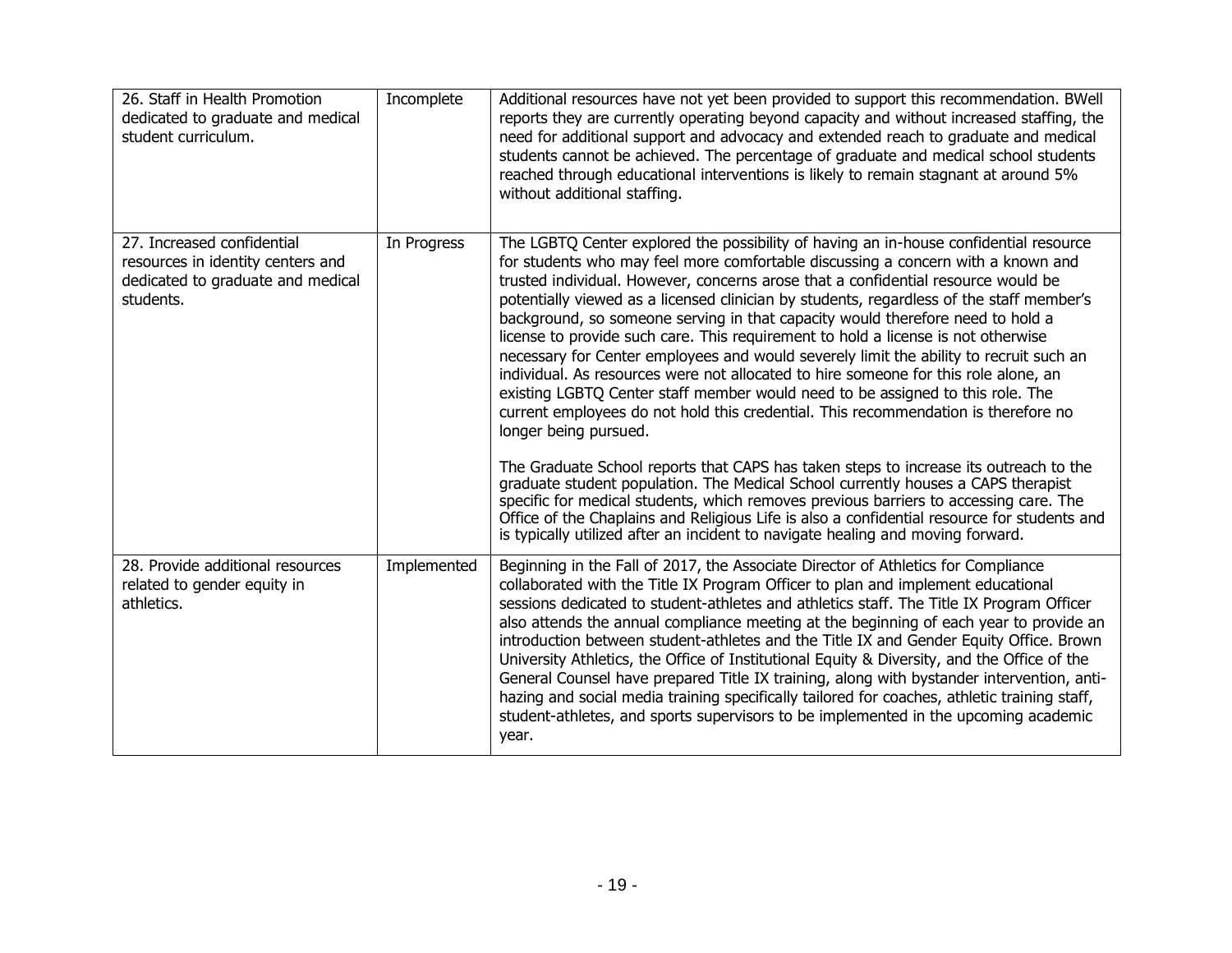| | | |
|---|---|---|
| 26. Staff in Health Promotion dedicated to graduate and medical student curriculum. | Incomplete | Additional resources have not yet been provided to support this recommendation. BWell reports they are currently operating beyond capacity and without increased staffing, the need for additional support and advocacy and extended reach to graduate and medical students cannot be achieved. The percentage of graduate and medical school students reached through educational interventions is likely to remain stagnant at around 5% without additional staffing. |
| 27. Increased confidential resources in identity centers and dedicated to graduate and medical students. | In Progress | The LGBTQ Center explored the possibility of having an in-house confidential resource for students who may feel more comfortable discussing a concern with a known and trusted individual. However, concerns arose that a confidential resource would be potentially viewed as a licensed clinician by students, regardless of the staff member's background, so someone serving in that capacity would therefore need to hold a license to provide such care. This requirement to hold a license is not otherwise necessary for Center employees and would severely limit the ability to recruit such an individual. As resources were not allocated to hire someone for this role alone, an existing LGBTQ Center staff member would need to be assigned to this role. The current employees do not hold this credential. This recommendation is therefore no longer being pursued.<br><br>The Graduate School reports that CAPS has taken steps to increase its outreach to the graduate student population. The Medical School currently houses a CAPS therapist specific for medical students, which removes previous barriers to accessing care. The Office of the Chaplains and Religious Life is also a confidential resource for students and is typically utilized after an incident to navigate healing and moving forward. |
| 28. Provide additional resources related to gender equity in athletics. | Implemented | Beginning in the Fall of 2017, the Associate Director of Athletics for Compliance collaborated with the Title IX Program Officer to plan and implement educational sessions dedicated to student-athletes and athletics staff. The Title IX Program Officer also attends the annual compliance meeting at the beginning of each year to provide an introduction between student-athletes and the Title IX and Gender Equity Office. Brown University Athletics, the Office of Institutional Equity & Diversity, and the Office of the General Counsel have prepared Title IX training, along with bystander intervention, anti-hazing and social media training specifically tailored for coaches, athletic training staff, student-athletes, and sports supervisors to be implemented in the upcoming academic year. |